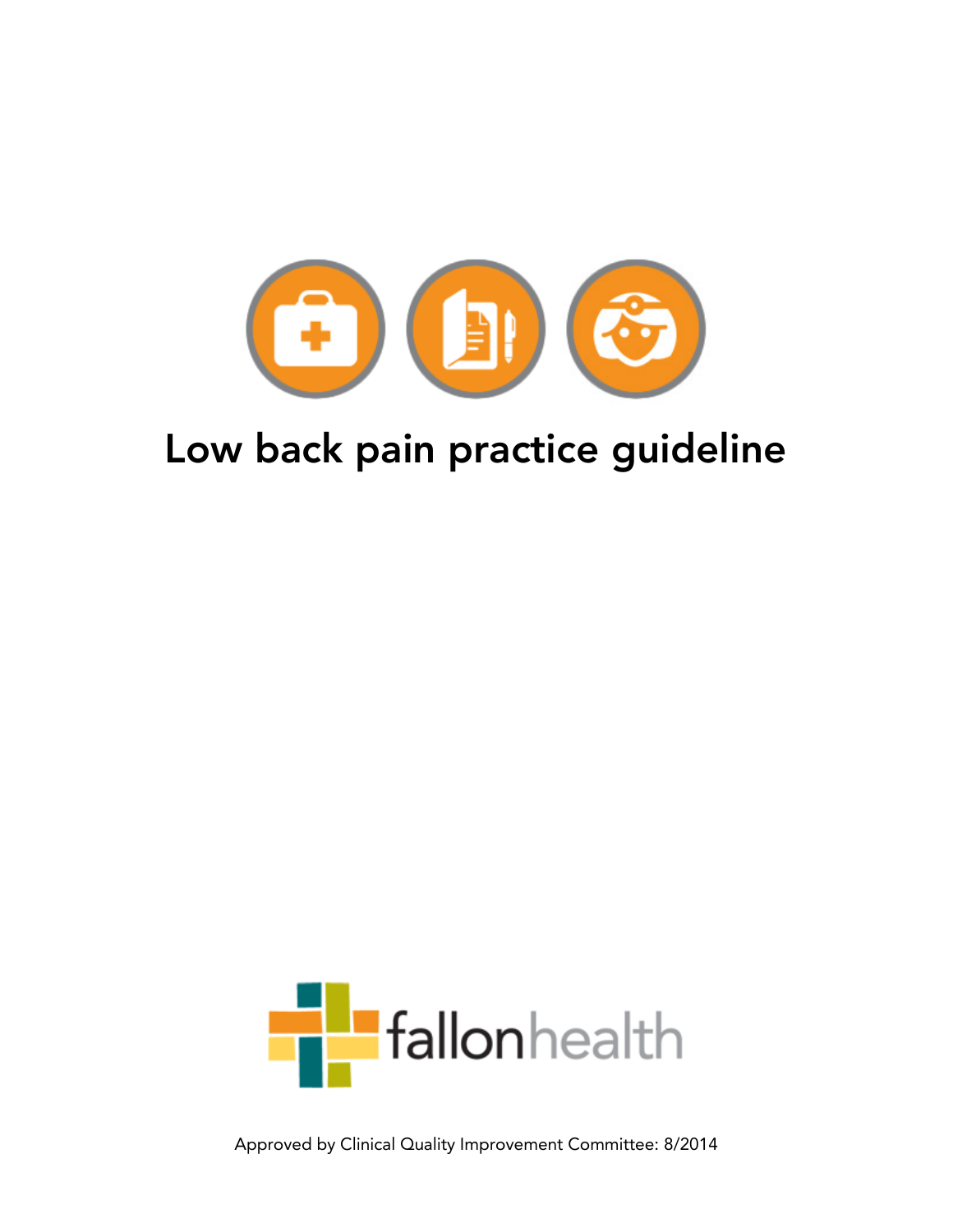# Low back pain practice guideline

fallonhealth

Approved by Clinical Quality Improvement Committee: 8/2014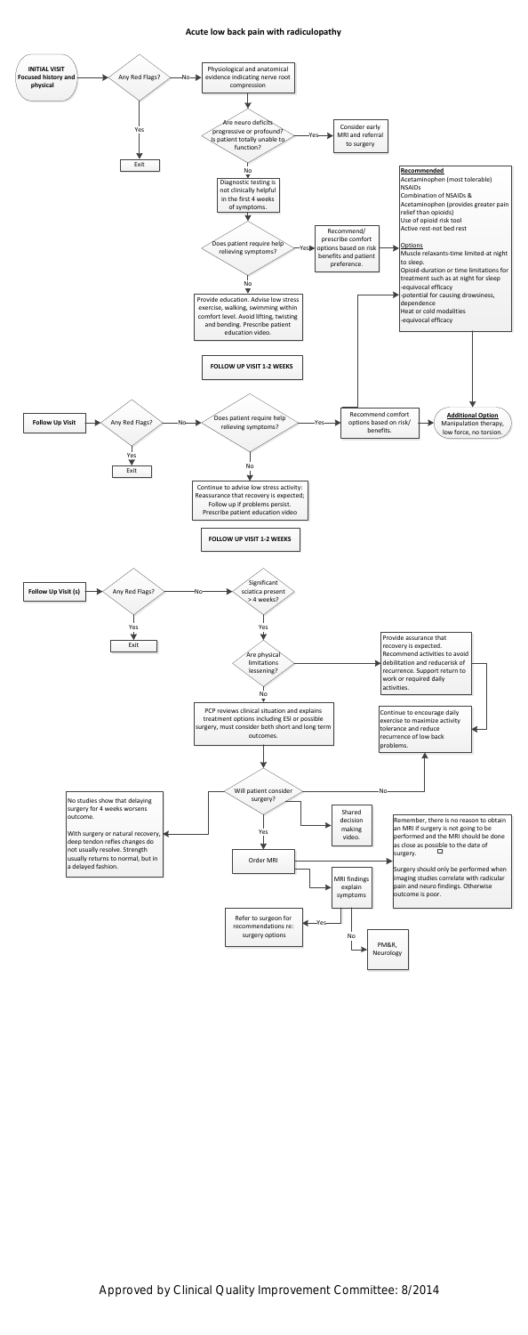**Acute low back pain with radiculopathy**

**INITIAL VISIT Focused history and physical**

Any Red Flags?

Yes

Exit

No

Physiological and anatomical evidence indicating nerve root compression

Are neuro deficits progressive or profound? Is patient totally unable to function?

Yes

Consider early MRI and referral to surgery

No

Diagnostic testing is not clinically helpful in the first 4 weeks of symptoms.

Does patient require help relieving symptoms?

Yes

Recommend/ prescribe comfort options based on risk benefits and patient preference.

No

Provide education. Advise low stress exercise, walking, swimming within comfort level. Avoid lifting, twisting and bending. Prescribe patient education video.

**Recommended**

Acetaminophen (most tolerable)
NSAIDs
Combination of NSAIDs & Acetaminophen (provides greater pain relief than opioids)
Use of opioid risk tool
Active rest-not bed rest

**Options**

Muscle relaxants-time limited-at night to sleep.
Opioid-duration or time limitations for treatment such as at night for sleep
-equivocal efficacy
-potential for causing drowsiness, dependence
Heat or cold modalities
-equivocal efficacy

**FOLLOW UP VISIT 1-2 WEEKS**

**Follow Up Visit**

Any Red Flags?

Yes

Exit

No

Does patient require help relieving symptoms?

Yes

Recommend comfort options based on risk/ benefits.

**Additional Option**
Manipulation therapy, low force, no torsion.

No

Continue to advise low stress activity: Reassurance that recovery is expected; Follow up if problems persist. Prescribe patient education video

**FOLLOW UP VISIT 1-2 WEEKS**

**Follow Up Visit (s)**

Any Red Flags?

Yes

Exit

No

Significant sciatica present > 4 weeks?

Yes

Are physical limitations lessening?

Provide assurance that recovery is expected. Recommend activities to avoid debilitation and reducerisk of recurrence. Support return to work or required daily activities.

Continue to encourage daily exercise to maximize activity tolerance and reduce recurrence of low back problems.

No

PCP reviews clinical situation and explains treatment options including ESI or possible surgery, must consider both short and long term outcomes.

Will patient consider surgery?

No

Shared decision making video.

No studies show that delaying surgery for 4 weeks worsens outcome.

With surgery or natural recovery, deep tendon reflex changes do not usually resolve. Strength usually returns to normal, but in a delayed fashion.

Yes

Order MRI

Remember, there is no reason to obtain an MRI if surgery is not going to be performed and the MRI should be done as close as possible to the date of surgery.

Surgery should only be performed when imaging studies correlate with radicular pain and neuro findings. Otherwise outcome is poor.

MRI findings explain symptoms

Yes

Refer to surgeon for recommendations re: surgery options

No

PM&R, Neurology

Approved by Clinical Quality Improvement Committee: 8/2014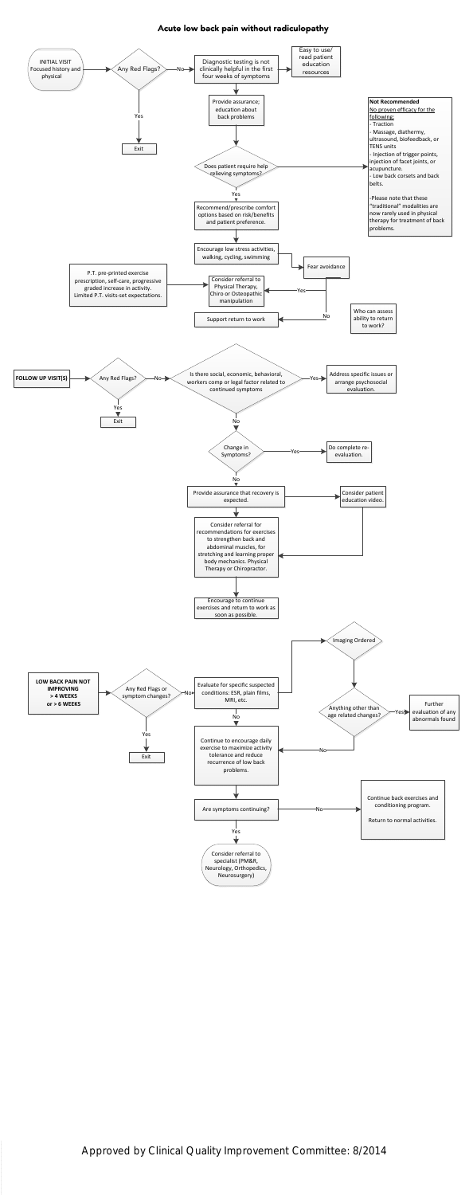# Acute low back pain without radiculopathy

INITIAL VISIT
Focused history and physical

Any Red Flags?

No

Yes

Exit

Diagnostic testing is not clinically helpful in the first four weeks of symptoms

Easy to use/ read patient education resources

Provide assurance; education about back problems

Does patient require help relieving symptoms?

Yes

**Not Recommended**
No proven efficacy for the following:
- Traction
- Massage, diathermy, ultrasound, biofeedback, or TENS units
- Injection of trigger points, injection of facet joints, or acupuncture.
- Low back corsets and back belts.

-Please note that these "traditional" modalities are now rarely used in physical therapy for treatment of back problems.

Recommend/prescribe comfort options based on risk/benefits and patient preference.

Encourage low stress activities, walking, cycling, swimming

Fear avoidance

Yes

No

P.T. pre-printed exercise prescription, self-care, progressive graded increase in activity. Limited P.T. visits-set expectations.

Consider referral to Physical Therapy, Chiro or Osteopathic manipulation

Support return to work

Who can assess ability to return to work?

FOLLOW UP VISIT(S)

Any Red Flags?

No

Yes

Exit

Is there social, economic, behavioral, workers comp or legal factor related to continued symptoms

Yes

Address specific issues or arrange psychosocial evaluation.

No

Change in Symptoms?

Yes

Do complete re-evaluation.

No

Provide assurance that recovery is expected.

Consider patient education video.

Consider referral for recommendations for exercises to strengthen back and abdominal muscles, for stretching and learning proper body mechanics. Physical Therapy or Chiropractor.

Encourage to continue exercises and return to work as soon as possible.

LOW BACK PAIN NOT IMPROVING
> 4 WEEKS
or > 6 WEEKS

Any Red Flags or symptom changes?

No

Yes

Exit

Evaluate for specific suspected conditions: ESR, plain films, MRI, etc.

Imaging Ordered

Anything other than age related changes?

Yes

Further evaluation of any abnormals found

No

No

Continue to encourage daily exercise to maximize activity tolerance and reduce recurrence of low back problems.

Are symptoms continuing?

No

Continue back exercises and conditioning program.

Return to normal activities.

Yes

Consider referral to specialist (PM&R, Neurology, Orthopedics, Neurosurgery)

Approved by Clinical Quality Improvement Committee: 8/2014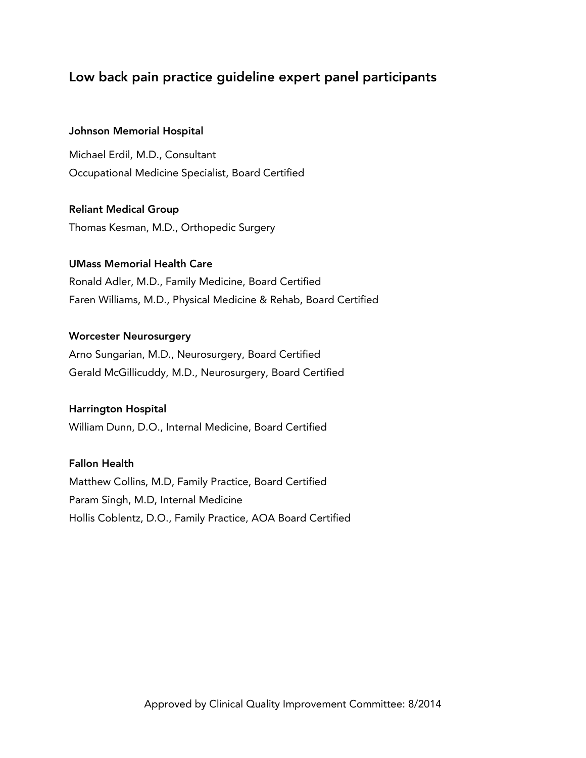## Low back pain practice guideline expert panel participants

**Johnson Memorial Hospital**

Michael Erdil, M.D., Consultant
Occupational Medicine Specialist, Board Certified

**Reliant Medical Group**

Thomas Kesman, M.D., Orthopedic Surgery

**UMass Memorial Health Care**

Ronald Adler, M.D., Family Medicine, Board Certified
Faren Williams, M.D., Physical Medicine & Rehab, Board Certified

**Worcester Neurosurgery**

Arno Sungarian, M.D., Neurosurgery, Board Certified
Gerald McGillicuddy, M.D., Neurosurgery, Board Certified

**Harrington Hospital**

William Dunn, D.O., Internal Medicine, Board Certified

**Fallon Health**

Matthew Collins, M.D, Family Practice, Board Certified
Param Singh, M.D, Internal Medicine
Hollis Coblentz, D.O., Family Practice, AOA Board Certified

Approved by Clinical Quality Improvement Committee: 8/2014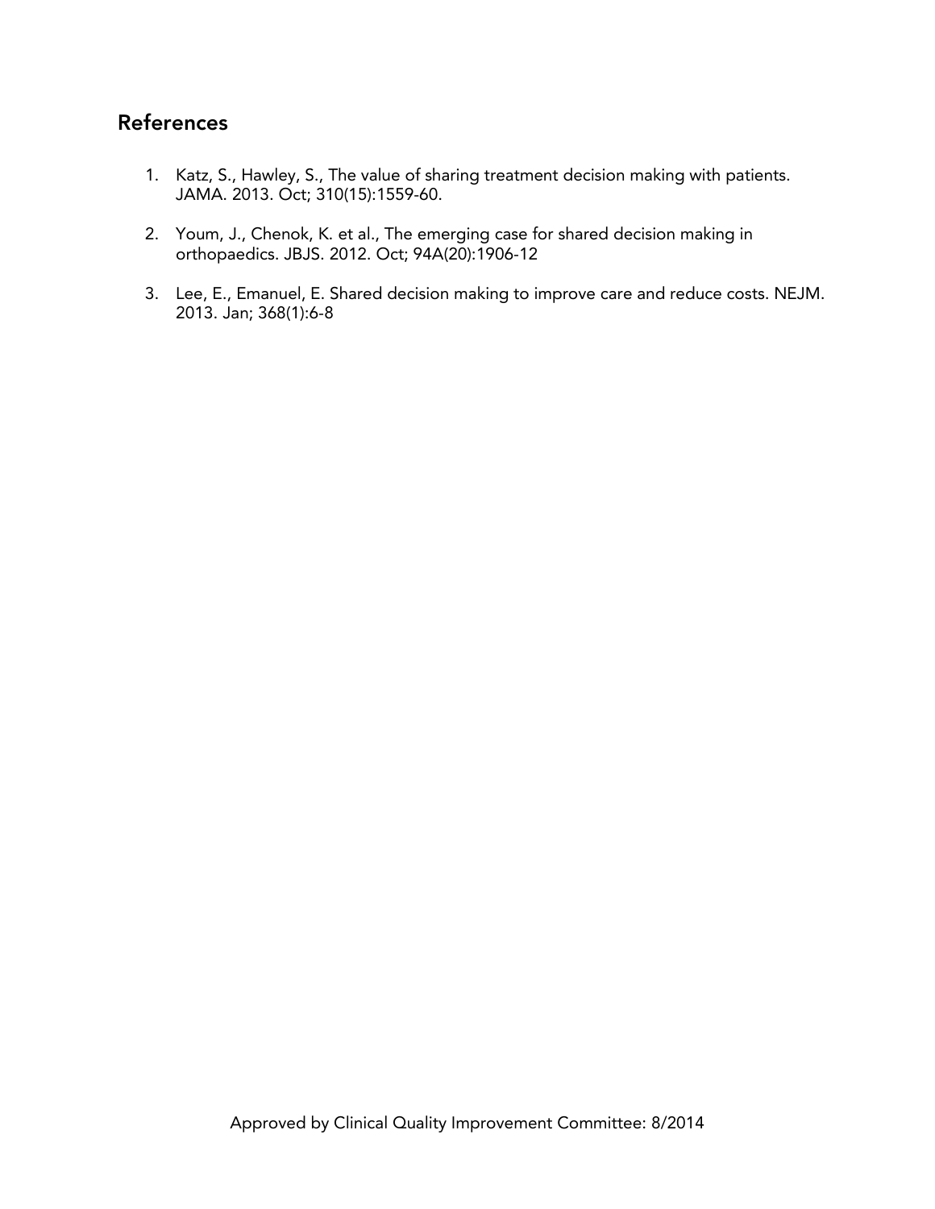## References

1. Katz, S., Hawley, S., The value of sharing treatment decision making with patients. JAMA. 2013. Oct; 310(15):1559-60.

2. Youm, J., Chenok, K. et al., The emerging case for shared decision making in orthopaedics. JBJS. 2012. Oct; 94A(20):1906-12

3. Lee, E., Emanuel, E. Shared decision making to improve care and reduce costs. NEJM. 2013. Jan; 368(1):6-8

Approved by Clinical Quality Improvement Committee: 8/2014